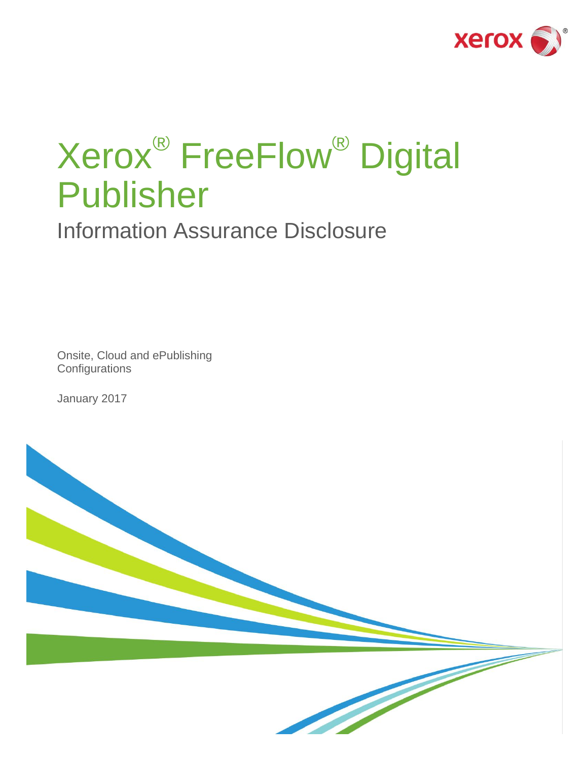# Xerox® FreeFlow® Digital Publisher

## Information Assurance Disclosure

Onsite, Cloud and ePublishing Configurations

January 2017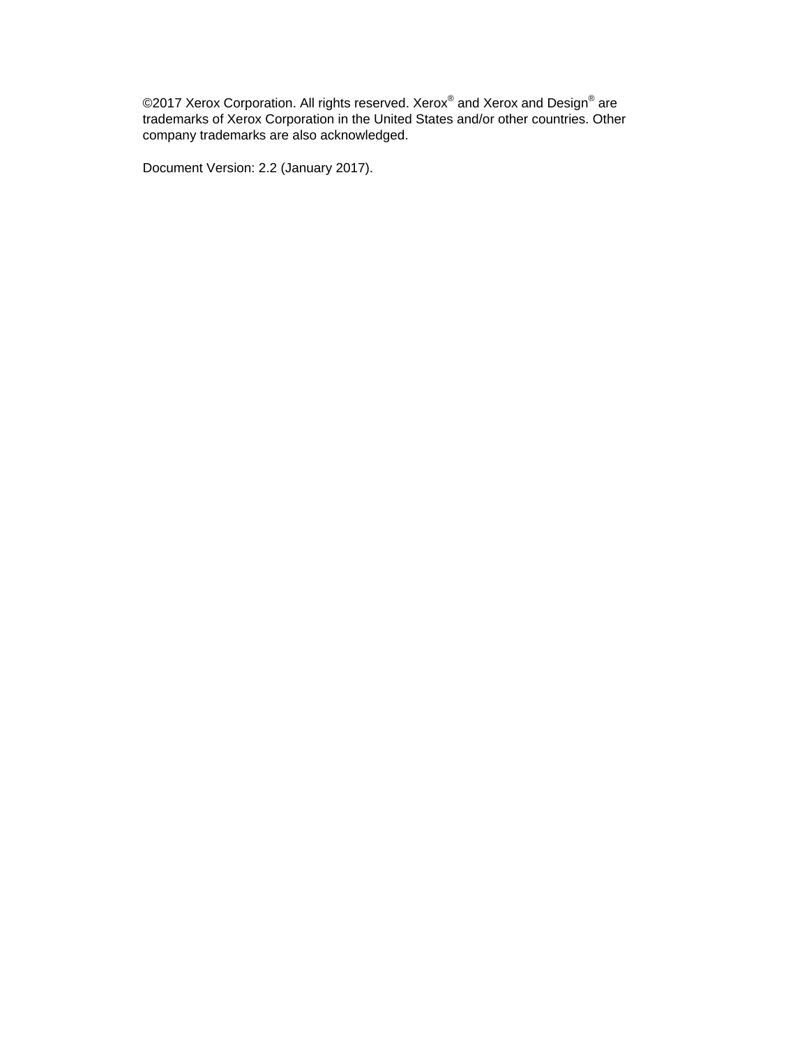©2017 Xerox Corporation. All rights reserved. Xerox® and Xerox and Design® are trademarks of Xerox Corporation in the United States and/or other countries. Other company trademarks are also acknowledged.

Document Version: 2.2 (January 2017).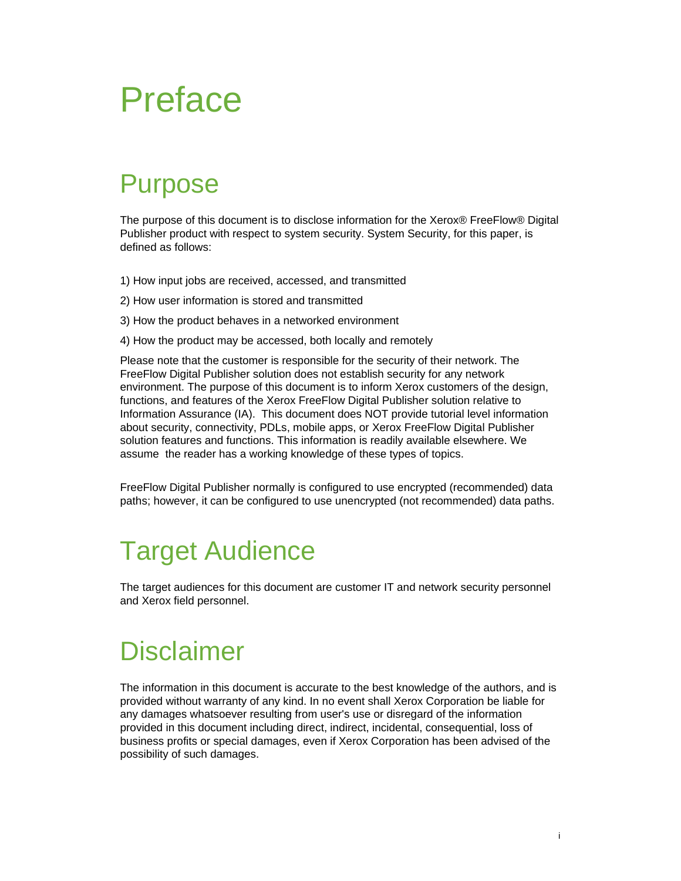# Preface

## Purpose

The purpose of this document is to disclose information for the Xerox® FreeFlow® Digital Publisher product with respect to system security. System Security, for this paper, is defined as follows:

1) How input jobs are received, accessed, and transmitted

2) How user information is stored and transmitted

3) How the product behaves in a networked environment

4) How the product may be accessed, both locally and remotely

Please note that the customer is responsible for the security of their network. The FreeFlow Digital Publisher solution does not establish security for any network environment. The purpose of this document is to inform Xerox customers of the design, functions, and features of the Xerox FreeFlow Digital Publisher solution relative to Information Assurance (IA). This document does NOT provide tutorial level information about security, connectivity, PDLs, mobile apps, or Xerox FreeFlow Digital Publisher solution features and functions. This information is readily available elsewhere. We assume the reader has a working knowledge of these types of topics.

FreeFlow Digital Publisher normally is configured to use encrypted (recommended) data paths; however, it can be configured to use unencrypted (not recommended) data paths.

## Target Audience

The target audiences for this document are customer IT and network security personnel and Xerox field personnel.

## Disclaimer

The information in this document is accurate to the best knowledge of the authors, and is provided without warranty of any kind. In no event shall Xerox Corporation be liable for any damages whatsoever resulting from user's use or disregard of the information provided in this document including direct, indirect, incidental, consequential, loss of business profits or special damages, even if Xerox Corporation has been advised of the possibility of such damages.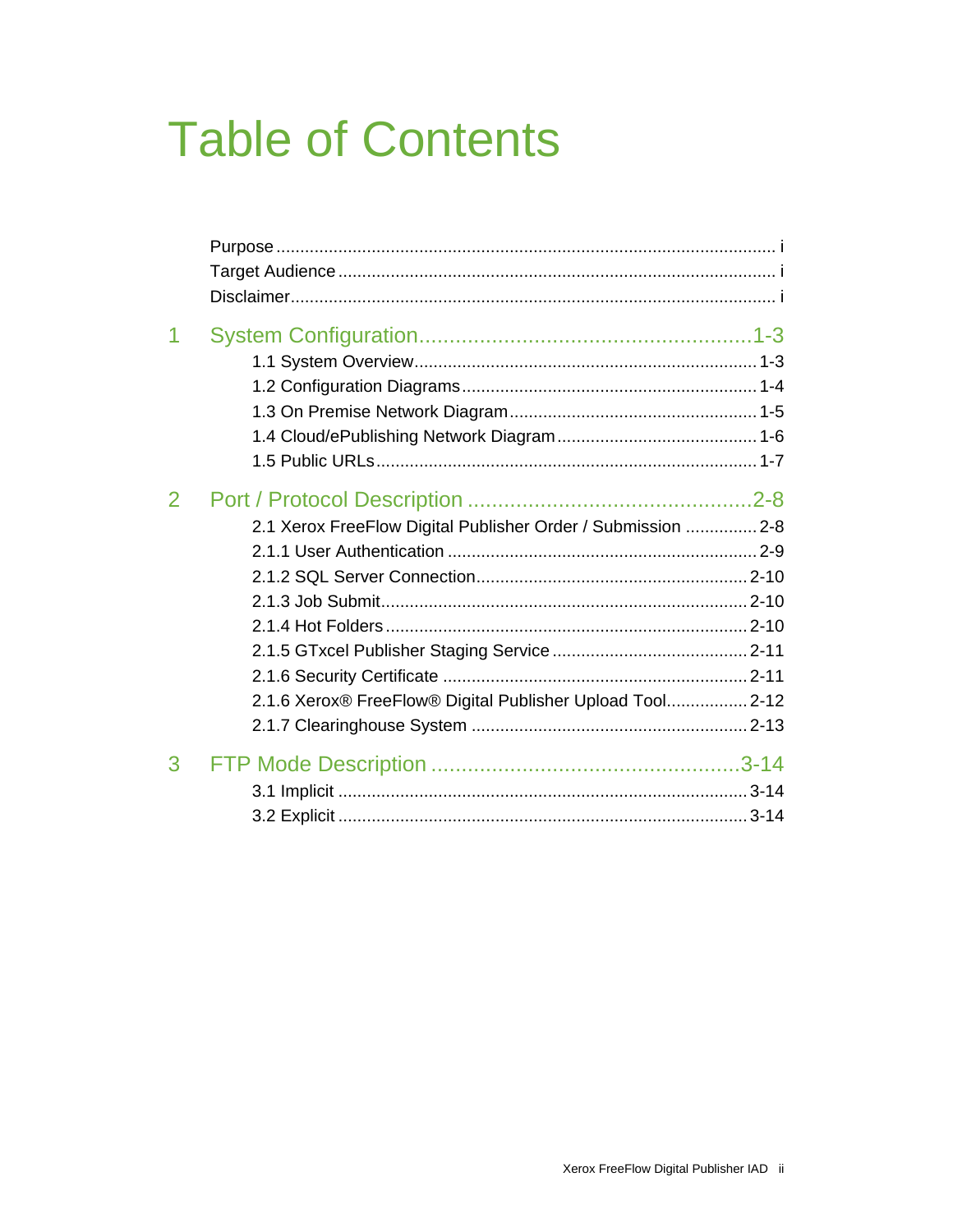# Table of Contents

Purpose ........................................................................................................ i
Target Audience ........................................................................................... i
Disclaimer..................................................................................................... i

1 System Configuration.......................................................1-3
- 1.1 System Overview........................................................................1-3
- 1.2 Configuration Diagrams..............................................................1-4
- 1.3 On Premise Network Diagram....................................................1-5
- 1.4 Cloud/ePublishing Network Diagram..........................................1-6
- 1.5 Public URLs................................................................................1-7

2 Port / Protocol Description ..............................................2-8
- 2.1 Xerox FreeFlow Digital Publisher Order / Submission ...............2-8
- 2.1.1 User Authentication .................................................................2-9
- 2.1.2 SQL Server Connection.........................................................2-10
- 2.1.3 Job Submit.............................................................................2-10
- 2.1.4 Hot Folders ............................................................................2-10
- 2.1.5 GTxcel Publisher Staging Service .........................................2-11
- 2.1.6 Security Certificate ................................................................2-11
- 2.1.6 Xerox® FreeFlow® Digital Publisher Upload Tool.................2-12
- 2.1.7 Clearinghouse System ..........................................................2-13

3 FTP Mode Description ...................................................3-14
- 3.1 Implicit .....................................................................................3-14
- 3.2 Explicit .....................................................................................3-14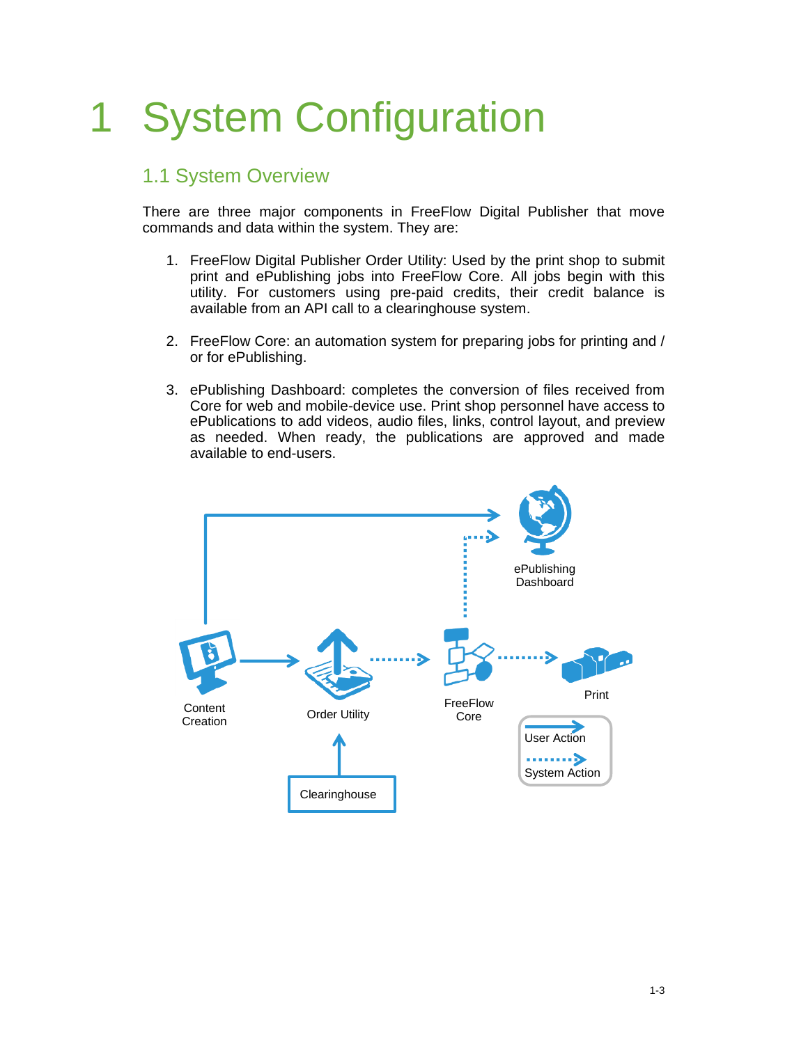# 1 System Configuration

## 1.1 System Overview

There are three major components in FreeFlow Digital Publisher that move commands and data within the system. They are:

1. FreeFlow Digital Publisher Order Utility: Used by the print shop to submit print and ePublishing jobs into FreeFlow Core. All jobs begin with this utility. For customers using pre-paid credits, their credit balance is available from an API call to a clearinghouse system.

2. FreeFlow Core: an automation system for preparing jobs for printing and / or for ePublishing.

3. ePublishing Dashboard: completes the conversion of files received from Core for web and mobile-device use. Print shop personnel have access to ePublications to add videos, audio files, links, control layout, and preview as needed. When ready, the publications are approved and made available to end-users.

ePublishing Dashboard

Content Creation

Order Utility

FreeFlow Core

Print

User Action

System Action

Clearinghouse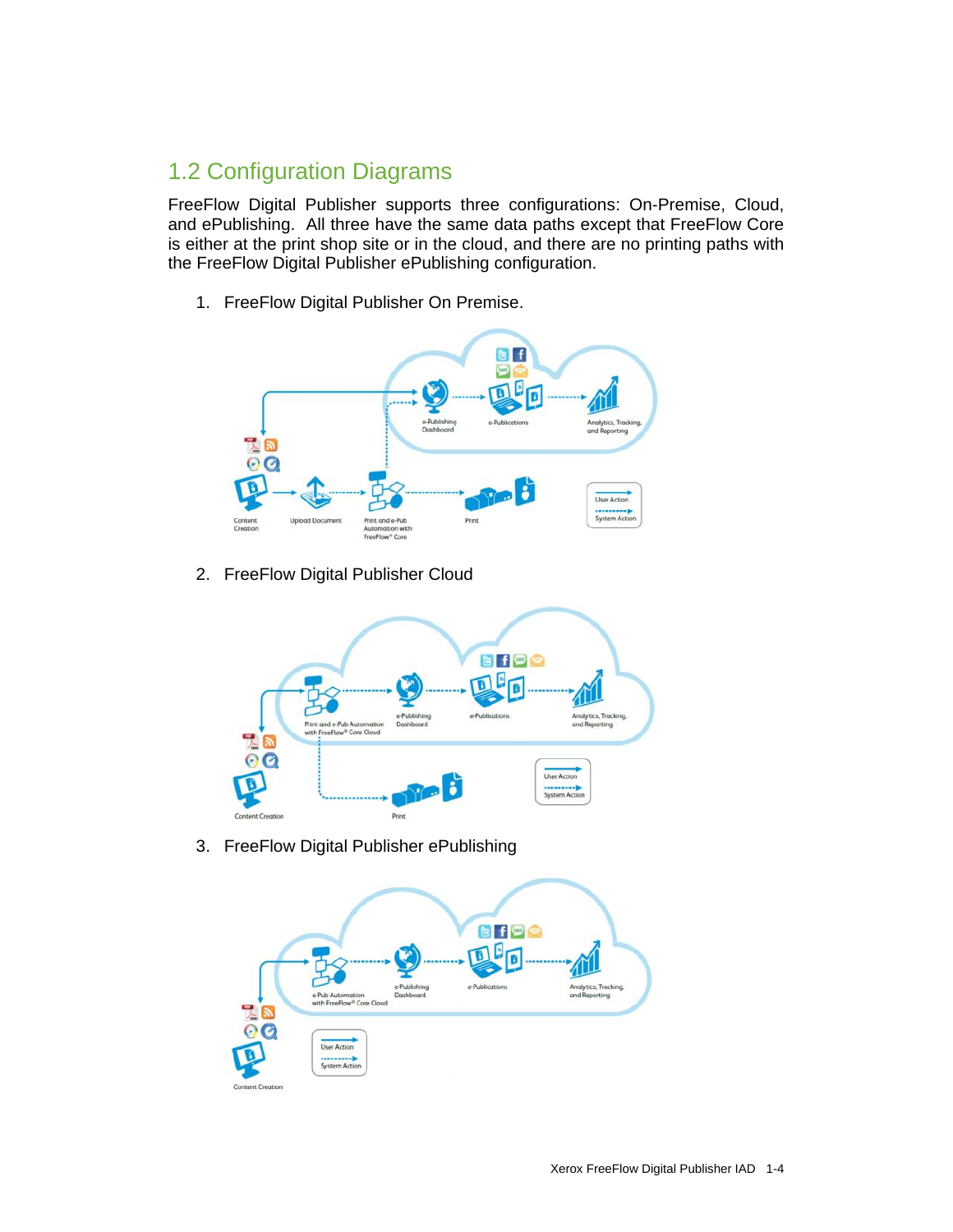## 1.2 Configuration Diagrams

FreeFlow Digital Publisher supports three configurations: On-Premise, Cloud, and ePublishing. All three have the same data paths except that FreeFlow Core is either at the print shop site or in the cloud, and there are no printing paths with the FreeFlow Digital Publisher ePublishing configuration.

1. FreeFlow Digital Publisher On Premise.

2. FreeFlow Digital Publisher Cloud

3. FreeFlow Digital Publisher ePublishing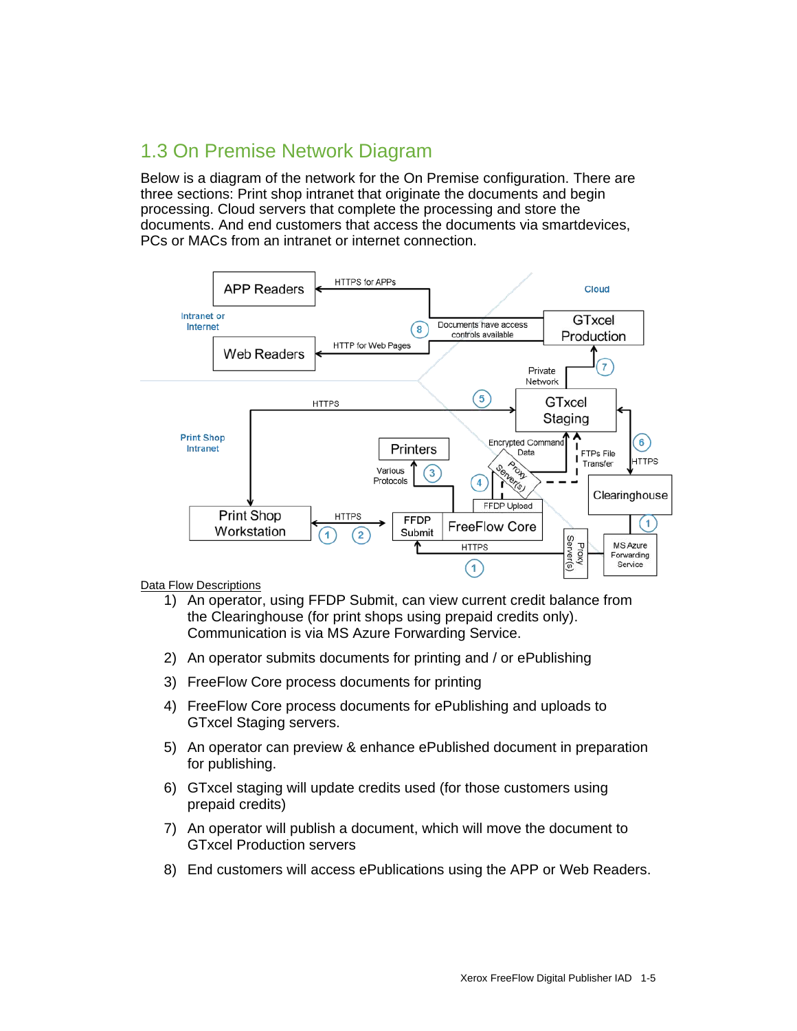## 1.3 On Premise Network Diagram

Below is a diagram of the network for the On Premise configuration. There are three sections: Print shop intranet that originate the documents and begin processing. Cloud servers that complete the processing and store the documents. And end customers that access the documents via smartdevices, PCs or MACs from an intranet or internet connection.

Data Flow Descriptions

1) An operator, using FFDP Submit, can view current credit balance from the Clearinghouse (for print shops using prepaid credits only). Communication is via MS Azure Forwarding Service.
2) An operator submits documents for printing and / or ePublishing
3) FreeFlow Core process documents for printing
4) FreeFlow Core process documents for ePublishing and uploads to GTxcel Staging servers.
5) An operator can preview & enhance ePublished document in preparation for publishing.
6) GTxcel staging will update credits used (for those customers using prepaid credits)
7) An operator will publish a document, which will move the document to GTxcel Production servers
8) End customers will access ePublications using the APP or Web Readers.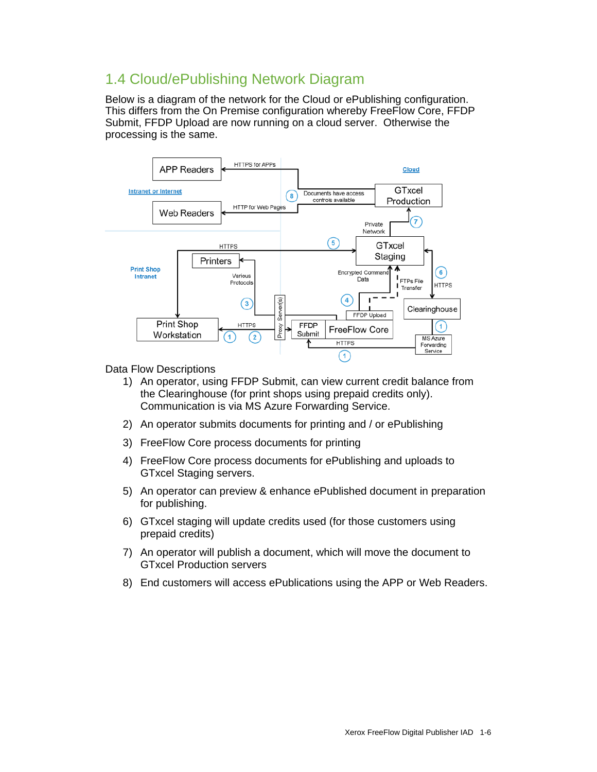## 1.4 Cloud/ePublishing Network Diagram

Below is a diagram of the network for the Cloud or ePublishing configuration. This differs from the On Premise configuration whereby FreeFlow Core, FFDP Submit, FFDP Upload are now running on a cloud server. Otherwise the processing is the same.

Data Flow Descriptions

1) An operator, using FFDP Submit, can view current credit balance from the Clearinghouse (for print shops using prepaid credits only). Communication is via MS Azure Forwarding Service.
2) An operator submits documents for printing and / or ePublishing
3) FreeFlow Core process documents for printing
4) FreeFlow Core process documents for ePublishing and uploads to GTxcel Staging servers.
5) An operator can preview & enhance ePublished document in preparation for publishing.
6) GTxcel staging will update credits used (for those customers using prepaid credits)
7) An operator will publish a document, which will move the document to GTxcel Production servers
8) End customers will access ePublications using the APP or Web Readers.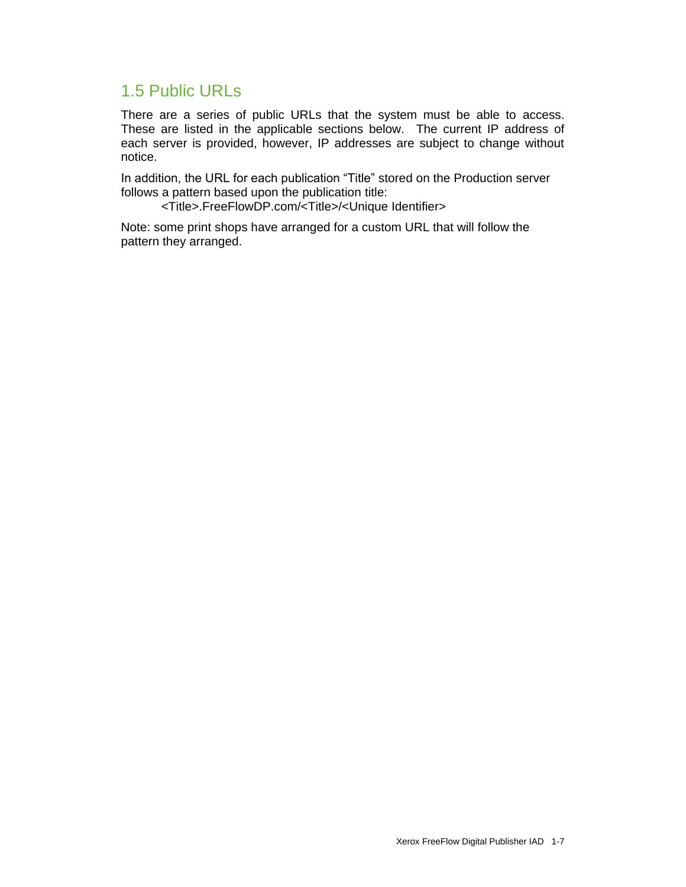## 1.5 Public URLs

There are a series of public URLs that the system must be able to access. These are listed in the applicable sections below. The current IP address of each server is provided, however, IP addresses are subject to change without notice.

In addition, the URL for each publication “Title” stored on the Production server follows a pattern based upon the publication title:

    <Title>.FreeFlowDP.com/<Title>/<Unique Identifier>

Note: some print shops have arranged for a custom URL that will follow the pattern they arranged.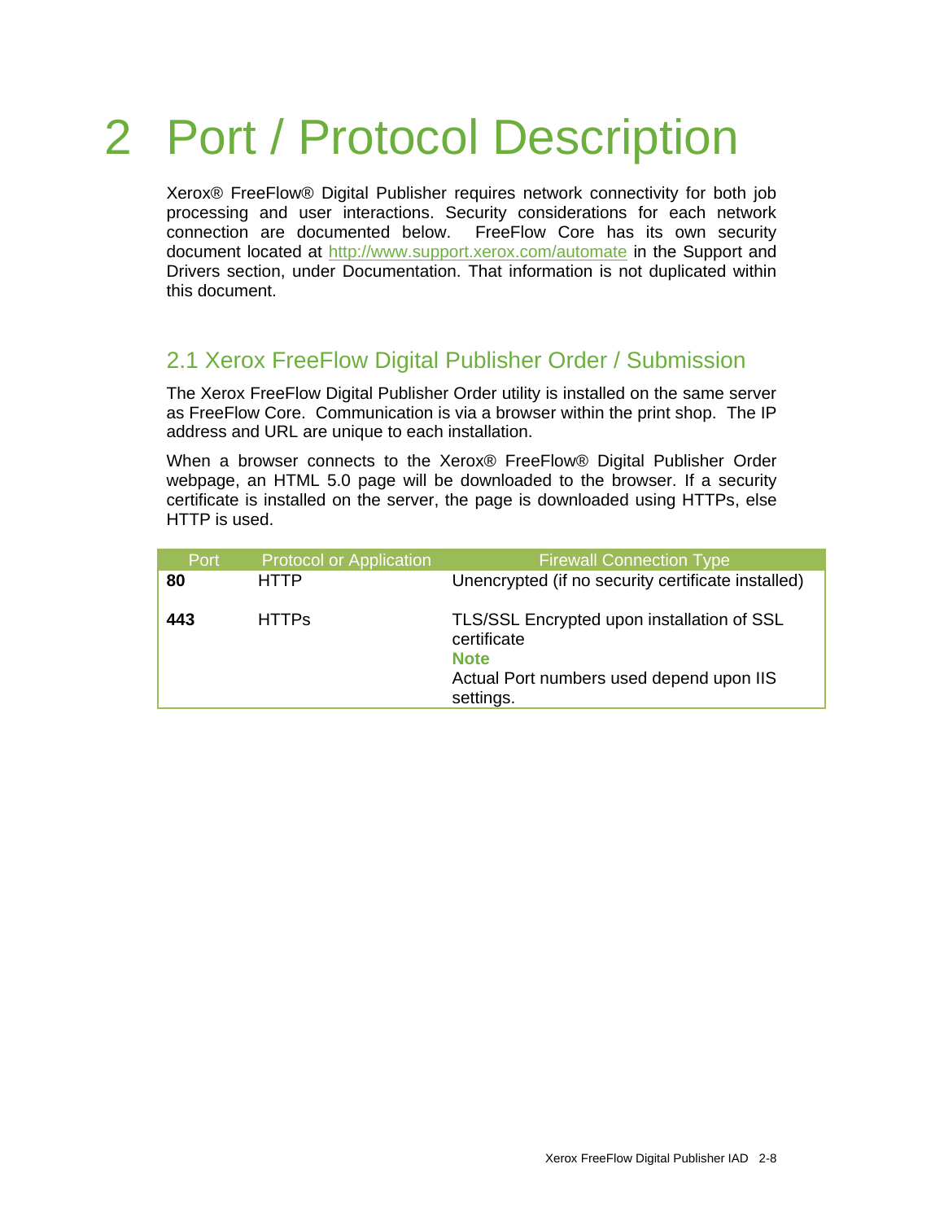# 2 Port / Protocol Description

Xerox® FreeFlow® Digital Publisher requires network connectivity for both job processing and user interactions. Security considerations for each network connection are documented below. FreeFlow Core has its own security document located at http://www.support.xerox.com/automate in the Support and Drivers section, under Documentation. That information is not duplicated within this document.

## 2.1 Xerox FreeFlow Digital Publisher Order / Submission

The Xerox FreeFlow Digital Publisher Order utility is installed on the same server as FreeFlow Core. Communication is via a browser within the print shop. The IP address and URL are unique to each installation.

When a browser connects to the Xerox® FreeFlow® Digital Publisher Order webpage, an HTML 5.0 page will be downloaded to the browser. If a security certificate is installed on the server, the page is downloaded using HTTPs, else HTTP is used.

| Port | Protocol or Application | Firewall Connection Type |
|---|---|---|
| **80** | HTTP | Unencrypted (if no security certificate installed) |
| **443** | HTTPs | TLS/SSL Encrypted upon installation of SSL certificate<br>**Note**<br>Actual Port numbers used depend upon IIS settings. |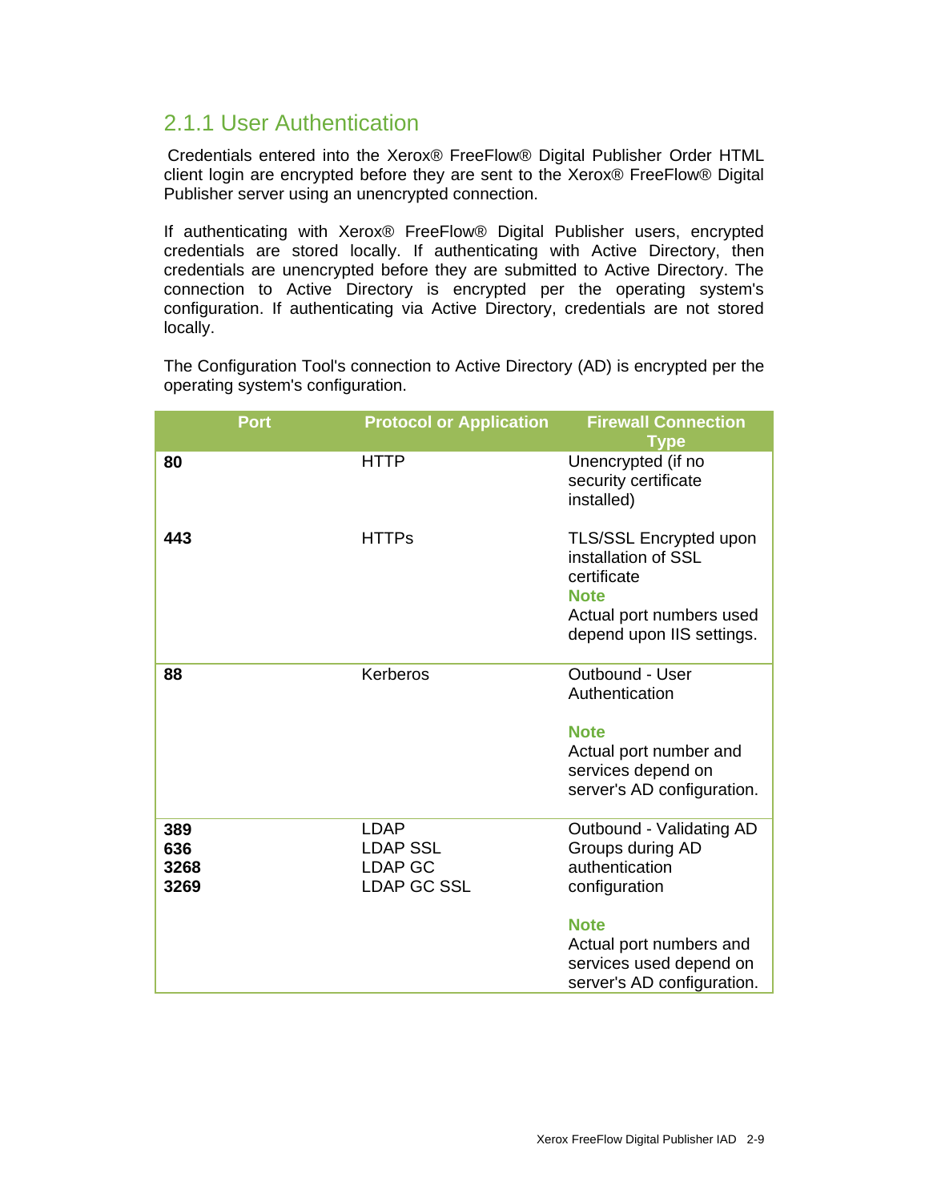## 2.1.1 User Authentication

Credentials entered into the Xerox® FreeFlow® Digital Publisher Order HTML client login are encrypted before they are sent to the Xerox® FreeFlow® Digital Publisher server using an unencrypted connection.

If authenticating with Xerox® FreeFlow® Digital Publisher users, encrypted credentials are stored locally. If authenticating with Active Directory, then credentials are unencrypted before they are submitted to Active Directory. The connection to Active Directory is encrypted per the operating system's configuration. If authenticating via Active Directory, credentials are not stored locally.

The Configuration Tool's connection to Active Directory (AD) is encrypted per the operating system's configuration.

| Port | Protocol or Application | Firewall Connection Type |
|---|---|---|
| **80** | HTTP | Unencrypted (if no security certificate installed) |
| **443** | HTTPs | TLS/SSL Encrypted upon installation of SSL certificate<br>**Note**<br>Actual port numbers used depend upon IIS settings. |
| **88** | Kerberos | Outbound - User Authentication<br><br>**Note**<br>Actual port number and services depend on server's AD configuration. |
| **389**<br>**636**<br>**3268**<br>**3269** | LDAP<br>LDAP SSL<br>LDAP GC<br>LDAP GC SSL | Outbound - Validating AD Groups during AD authentication configuration<br><br>**Note**<br>Actual port numbers and services used depend on server's AD configuration. |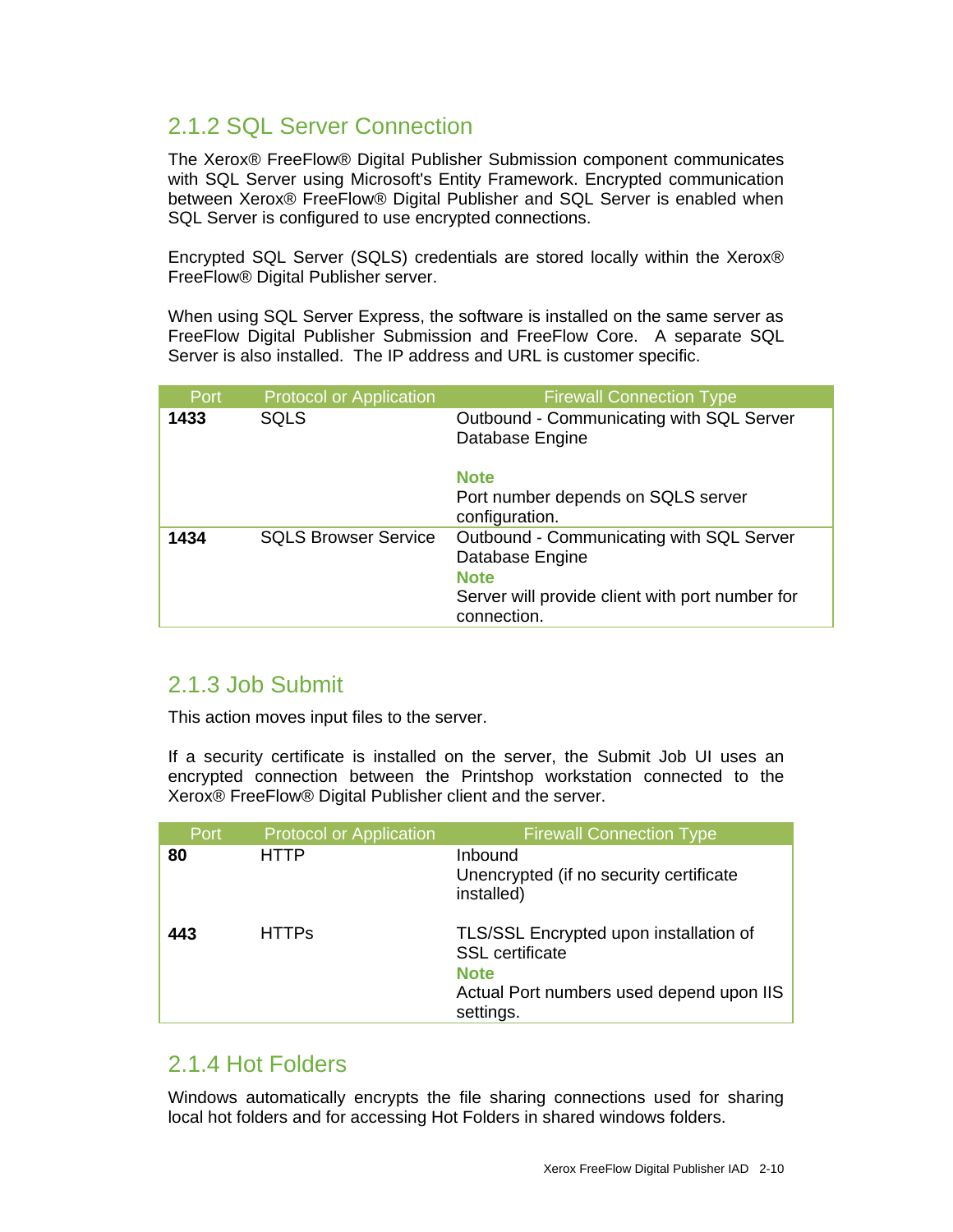## 2.1.2 SQL Server Connection

The Xerox® FreeFlow® Digital Publisher Submission component communicates with SQL Server using Microsoft's Entity Framework. Encrypted communication between Xerox® FreeFlow® Digital Publisher and SQL Server is enabled when SQL Server is configured to use encrypted connections.

Encrypted SQL Server (SQLS) credentials are stored locally within the Xerox® FreeFlow® Digital Publisher server.

When using SQL Server Express, the software is installed on the same server as FreeFlow Digital Publisher Submission and FreeFlow Core. A separate SQL Server is also installed. The IP address and URL is customer specific.

| Port | Protocol or Application | Firewall Connection Type |
|---|---|---|
| **1433** | SQLS | Outbound - Communicating with SQL Server Database Engine<br><br>**Note**<br>Port number depends on SQLS server configuration. |
| **1434** | SQLS Browser Service | Outbound - Communicating with SQL Server Database Engine<br>**Note**<br>Server will provide client with port number for connection. |

## 2.1.3 Job Submit

This action moves input files to the server.

If a security certificate is installed on the server, the Submit Job UI uses an encrypted connection between the Printshop workstation connected to the Xerox® FreeFlow® Digital Publisher client and the server.

| Port | Protocol or Application | Firewall Connection Type |
|---|---|---|
| **80** | HTTP | Inbound<br>Unencrypted (if no security certificate installed) |
| **443** | HTTPs | TLS/SSL Encrypted upon installation of SSL certificate<br>**Note**<br>Actual Port numbers used depend upon IIS settings. |

## 2.1.4 Hot Folders

Windows automatically encrypts the file sharing connections used for sharing local hot folders and for accessing Hot Folders in shared windows folders.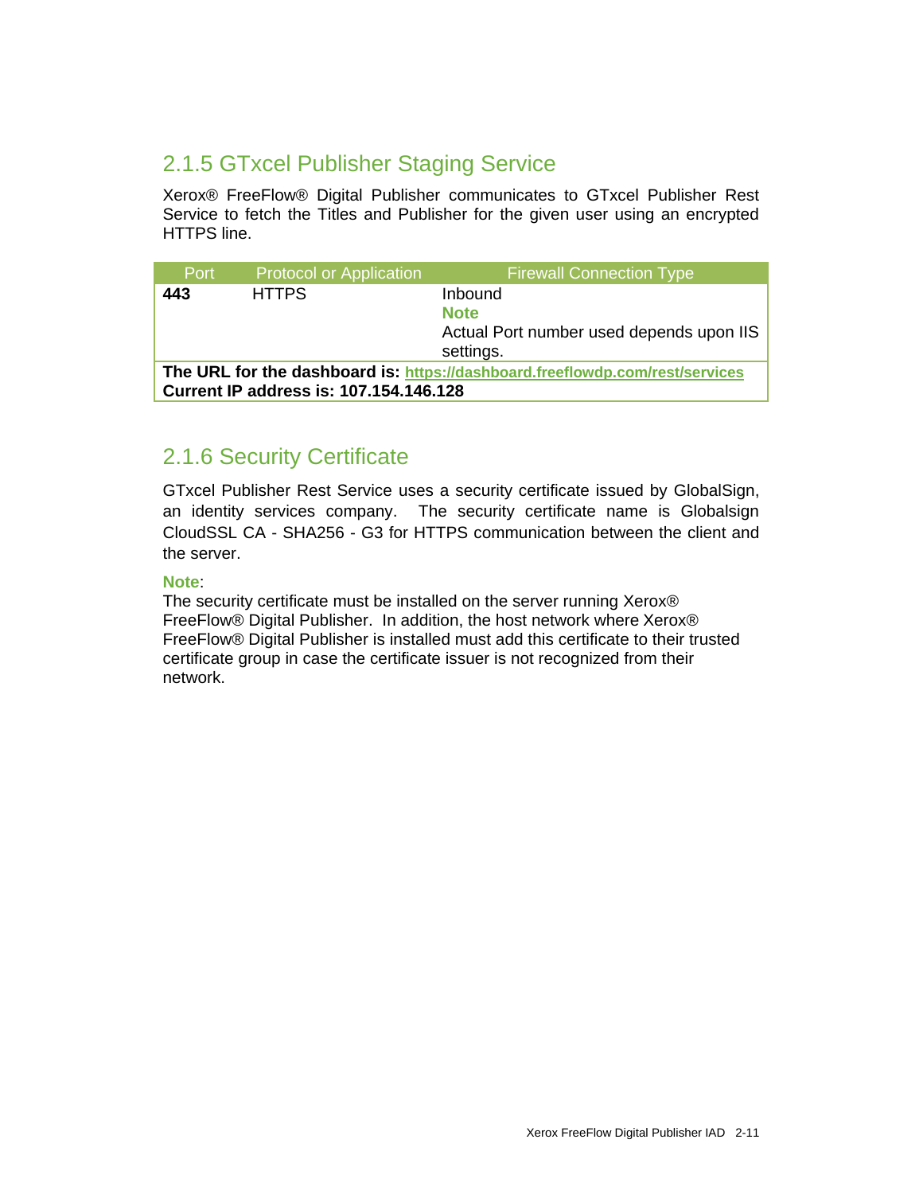## 2.1.5 GTxcel Publisher Staging Service

Xerox® FreeFlow® Digital Publisher communicates to GTxcel Publisher Rest Service to fetch the Titles and Publisher for the given user using an encrypted HTTPS line.

| Port | Protocol or Application | Firewall Connection Type |
|---|---|---|
| **443** | HTTPS | Inbound<br>**Note**<br>Actual Port number used depends upon IIS settings. |
| **The URL for the dashboard is: https://dashboard.freeflowdp.com/rest/services**<br>**Current IP address is: 107.154.146.128** | | |

## 2.1.6 Security Certificate

GTxcel Publisher Rest Service uses a security certificate issued by GlobalSign, an identity services company. The security certificate name is Globalsign CloudSSL CA - SHA256 - G3 for HTTPS communication between the client and the server.

**Note**:
The security certificate must be installed on the server running Xerox® FreeFlow® Digital Publisher. In addition, the host network where Xerox® FreeFlow® Digital Publisher is installed must add this certificate to their trusted certificate group in case the certificate issuer is not recognized from their network.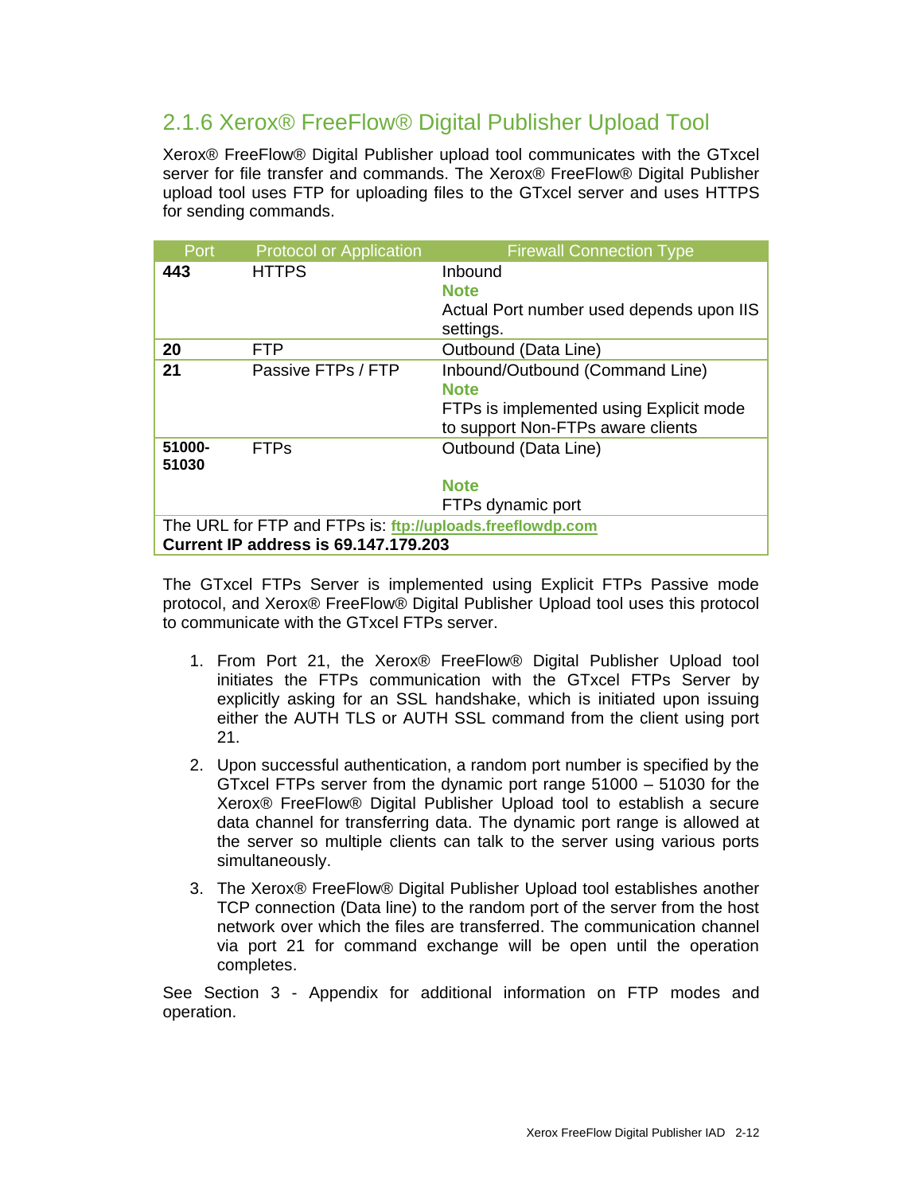## 2.1.6 Xerox® FreeFlow® Digital Publisher Upload Tool

Xerox® FreeFlow® Digital Publisher upload tool communicates with the GTxcel server for file transfer and commands. The Xerox® FreeFlow® Digital Publisher upload tool uses FTP for uploading files to the GTxcel server and uses HTTPS for sending commands.

| Port | Protocol or Application | Firewall Connection Type |
|---|---|---|
| **443** | HTTPS | Inbound<br>**Note**<br>Actual Port number used depends upon IIS settings. |
| **20** | FTP | Outbound (Data Line) |
| **21** | Passive FTPs / FTP | Inbound/Outbound (Command Line)<br>**Note**<br>FTPs is implemented using Explicit mode to support Non-FTPs aware clients |
| **51000-51030** | FTPs | Outbound (Data Line)<br>**Note**<br>FTPs dynamic port |
| The URL for FTP and FTPs is: **ftp://uploads.freeflowdp.com**<br>**Current IP address is 69.147.179.203** | | |

The GTxcel FTPs Server is implemented using Explicit FTPs Passive mode protocol, and Xerox® FreeFlow® Digital Publisher Upload tool uses this protocol to communicate with the GTxcel FTPs server.

1. From Port 21, the Xerox® FreeFlow® Digital Publisher Upload tool initiates the FTPs communication with the GTxcel FTPs Server by explicitly asking for an SSL handshake, which is initiated upon issuing either the AUTH TLS or AUTH SSL command from the client using port 21.
2. Upon successful authentication, a random port number is specified by the GTxcel FTPs server from the dynamic port range 51000 – 51030 for the Xerox® FreeFlow® Digital Publisher Upload tool to establish a secure data channel for transferring data. The dynamic port range is allowed at the server so multiple clients can talk to the server using various ports simultaneously.
3. The Xerox® FreeFlow® Digital Publisher Upload tool establishes another TCP connection (Data line) to the random port of the server from the host network over which the files are transferred. The communication channel via port 21 for command exchange will be open until the operation completes.

See Section 3 - Appendix for additional information on FTP modes and operation.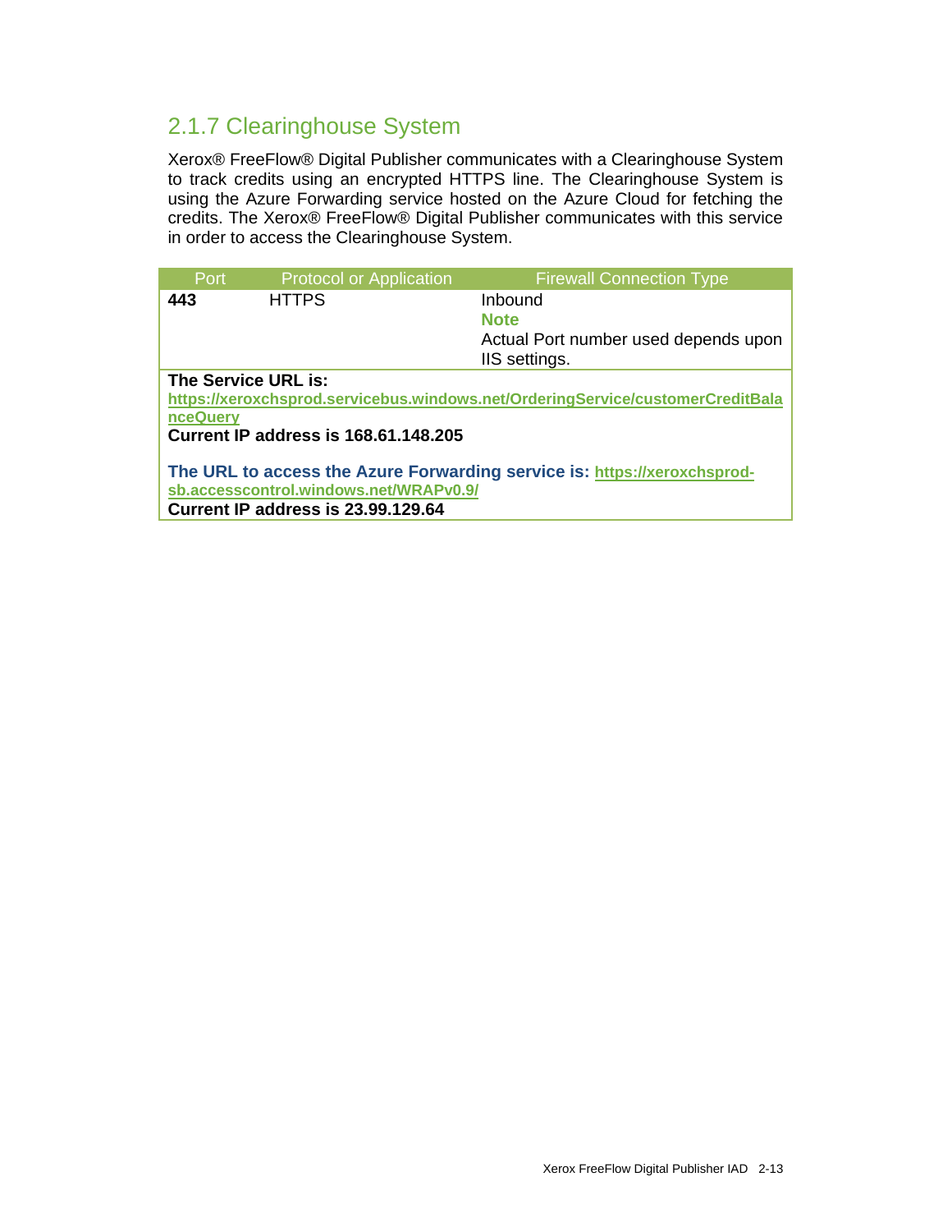## 2.1.7 Clearinghouse System

Xerox® FreeFlow® Digital Publisher communicates with a Clearinghouse System to track credits using an encrypted HTTPS line. The Clearinghouse System is using the Azure Forwarding service hosted on the Azure Cloud for fetching the credits. The Xerox® FreeFlow® Digital Publisher communicates with this service in order to access the Clearinghouse System.

| Port | Protocol or Application | Firewall Connection Type |
|---|---|---|
| **443** | HTTPS | Inbound<br>**Note**<br>Actual Port number used depends upon IIS settings. |
| **The Service URL is:**<br>**https://xeroxchsprod.servicebus.windows.net/OrderingService/customerCreditBalanceQuery**<br>**Current IP address is 168.61.148.205**<br><br>**The URL to access the Azure Forwarding service is: https://xeroxchsprod-sb.accesscontrol.windows.net/WRAPv0.9/**<br>**Current IP address is 23.99.129.64** | | |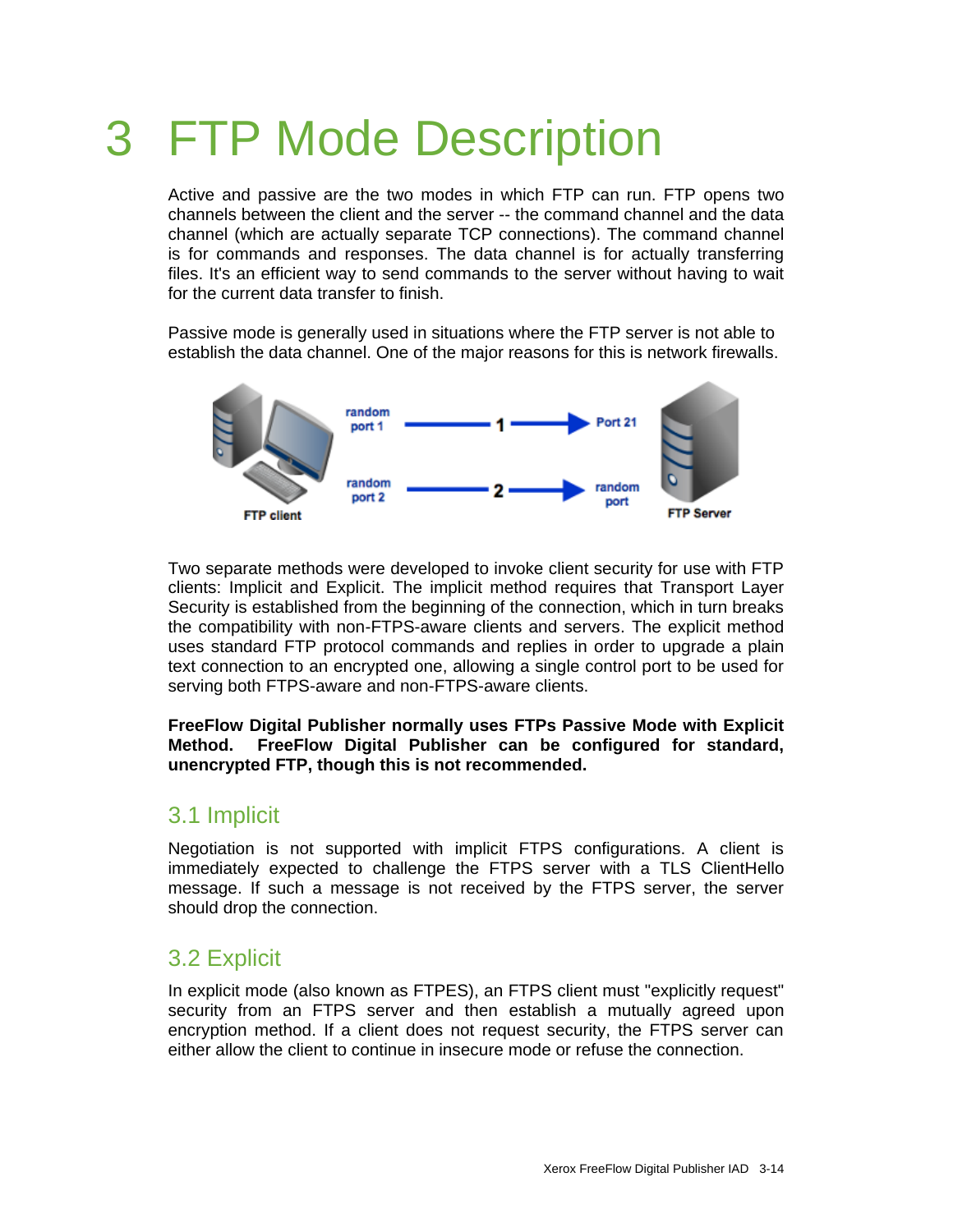# 3 FTP Mode Description

Active and passive are the two modes in which FTP can run. FTP opens two channels between the client and the server -- the command channel and the data channel (which are actually separate TCP connections). The command channel is for commands and responses. The data channel is for actually transferring files. It's an efficient way to send commands to the server without having to wait for the current data transfer to finish.

Passive mode is generally used in situations where the FTP server is not able to establish the data channel. One of the major reasons for this is network firewalls.

random port 1
1
Port 21
random port 2
2
random port
FTP client
FTP Server

Two separate methods were developed to invoke client security for use with FTP clients: Implicit and Explicit. The implicit method requires that Transport Layer Security is established from the beginning of the connection, which in turn breaks the compatibility with non-FTPS-aware clients and servers. The explicit method uses standard FTP protocol commands and replies in order to upgrade a plain text connection to an encrypted one, allowing a single control port to be used for serving both FTPS-aware and non-FTPS-aware clients.

**FreeFlow Digital Publisher normally uses FTPs Passive Mode with Explicit Method. FreeFlow Digital Publisher can be configured for standard, unencrypted FTP, though this is not recommended.**

## 3.1 Implicit

Negotiation is not supported with implicit FTPS configurations. A client is immediately expected to challenge the FTPS server with a TLS ClientHello message. If such a message is not received by the FTPS server, the server should drop the connection.

## 3.2 Explicit

In explicit mode (also known as FTPES), an FTPS client must "explicitly request" security from an FTPS server and then establish a mutually agreed upon encryption method. If a client does not request security, the FTPS server can either allow the client to continue in insecure mode or refuse the connection.